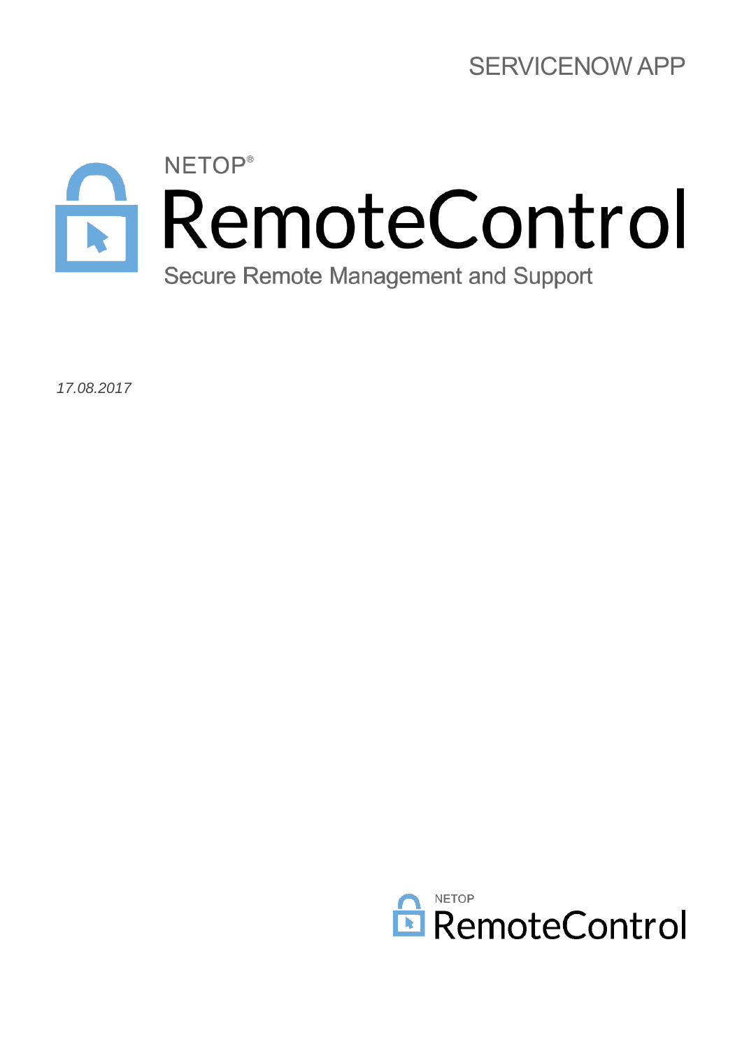SERVICENOW APP

NETOP®

# RemoteControl

Secure Remote Management and Support

*17.08.2017*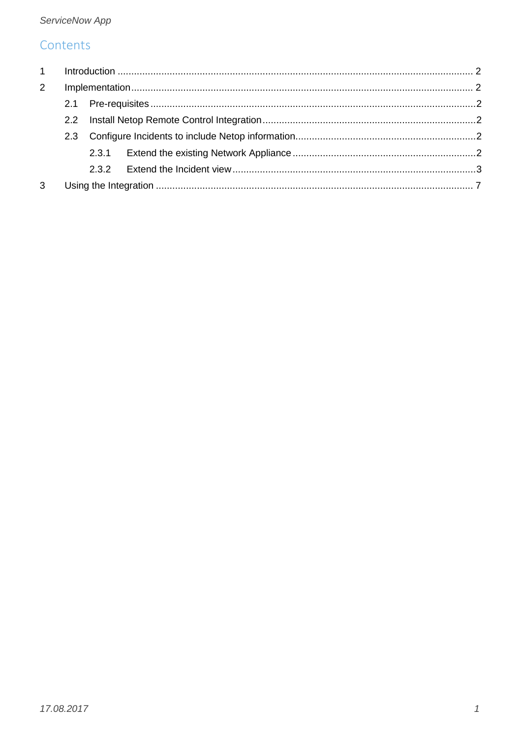# Contents

1 Introduction ........................................................................................................................ 2

2 Implementation........................................................................................................................ 2

  2.1 Pre-requisites ........................................................................................................................2

  2.2 Install Netop Remote Control Integration ...............................................................................2

  2.3 Configure Incidents to include Netop information...................................................................2

    2.3.1 Extend the existing Network Appliance ..........................................................................2

    2.3.2 Extend the Incident view ..................................................................................................3

3 Using the Integration ........................................................................................................................ 7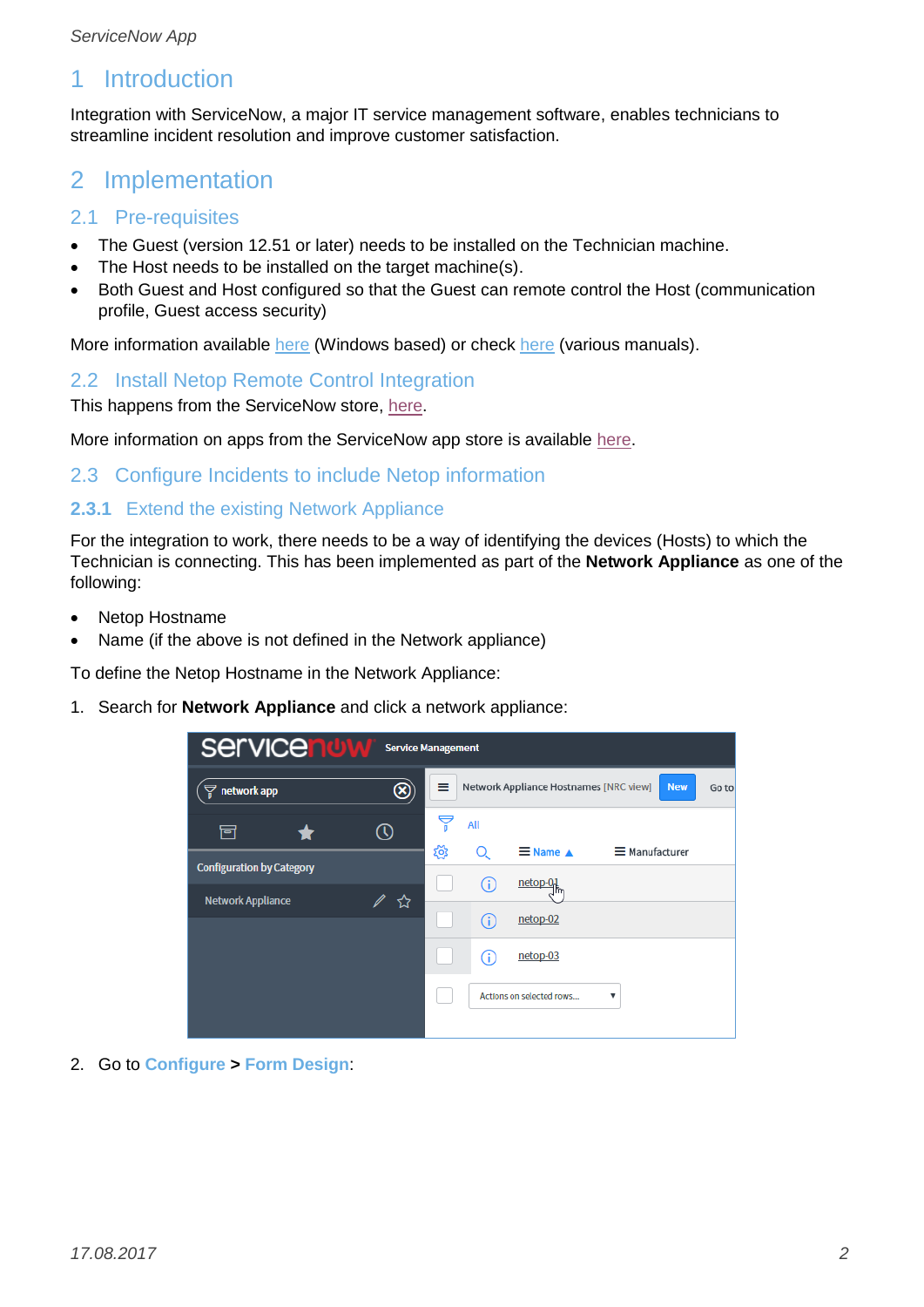# 1 Introduction

Integration with ServiceNow, a major IT service management software, enables technicians to streamline incident resolution and improve customer satisfaction.

# 2 Implementation

## 2.1 Pre-requisites

- The Guest (version 12.51 or later) needs to be installed on the Technician machine.
- The Host needs to be installed on the target machine(s).
- Both Guest and Host configured so that the Guest can remote control the Host (communication profile, Guest access security)

More information available here (Windows based) or check here (various manuals).

## 2.2 Install Netop Remote Control Integration

This happens from the ServiceNow store, here.

More information on apps from the ServiceNow app store is available here.

## 2.3 Configure Incidents to include Netop information

### 2.3.1 Extend the existing Network Appliance

For the integration to work, there needs to be a way of identifying the devices (Hosts) to which the Technician is connecting. This has been implemented as part of the **Network Appliance** as one of the following:

- Netop Hostname
- Name (if the above is not defined in the Network appliance)

To define the Netop Hostname in the Network Appliance:

1. Search for **Network Appliance** and click a network appliance:

2. Go to **Configure** > **Form Design**: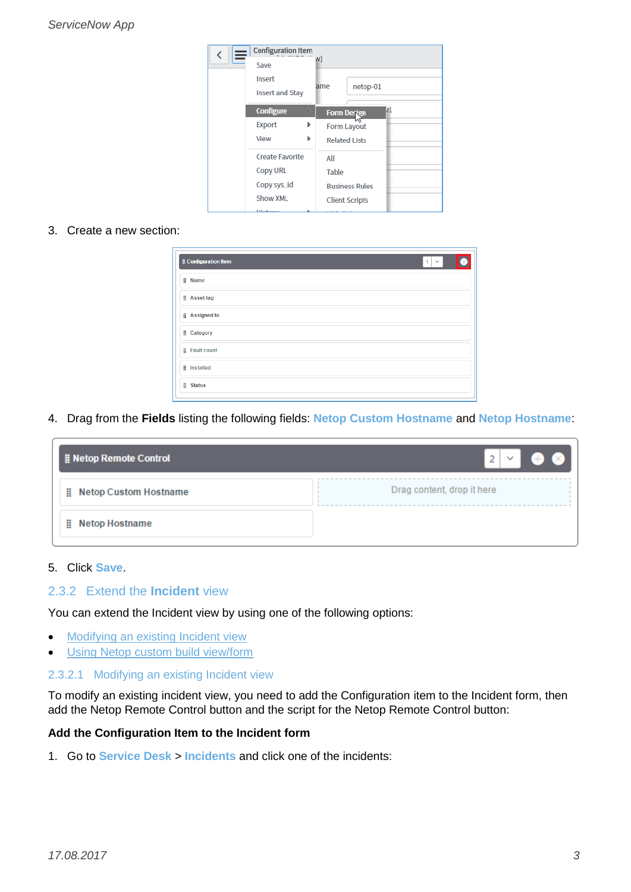3. Create a new section:

4. Drag from the **Fields** listing the following fields: Netop Custom Hostname and Netop Hostname:

5. Click Save.

### 2.3.2 Extend the **Incident** view

You can extend the Incident view by using one of the following options:

- Modifying an existing Incident view
- Using Netop custom build view/form

#### 2.3.2.1 Modifying an existing Incident view

To modify an existing incident view, you need to add the Configuration item to the Incident form, then add the Netop Remote Control button and the script for the Netop Remote Control button:

**Add the Configuration Item to the Incident form**

1. Go to Service Desk > Incidents and click one of the incidents: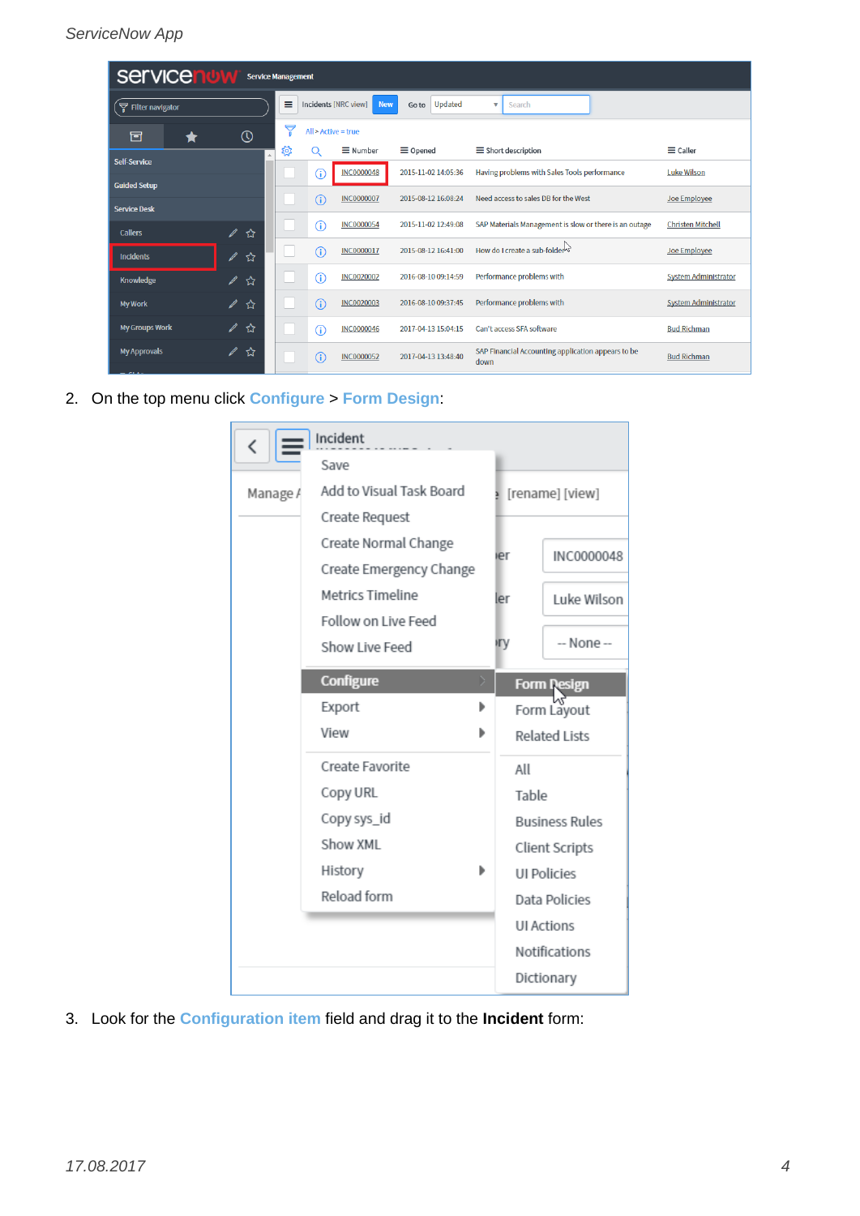2. On the top menu click **Configure** > **Form Design**:

3. Look for the **Configuration item** field and drag it to the **Incident** form: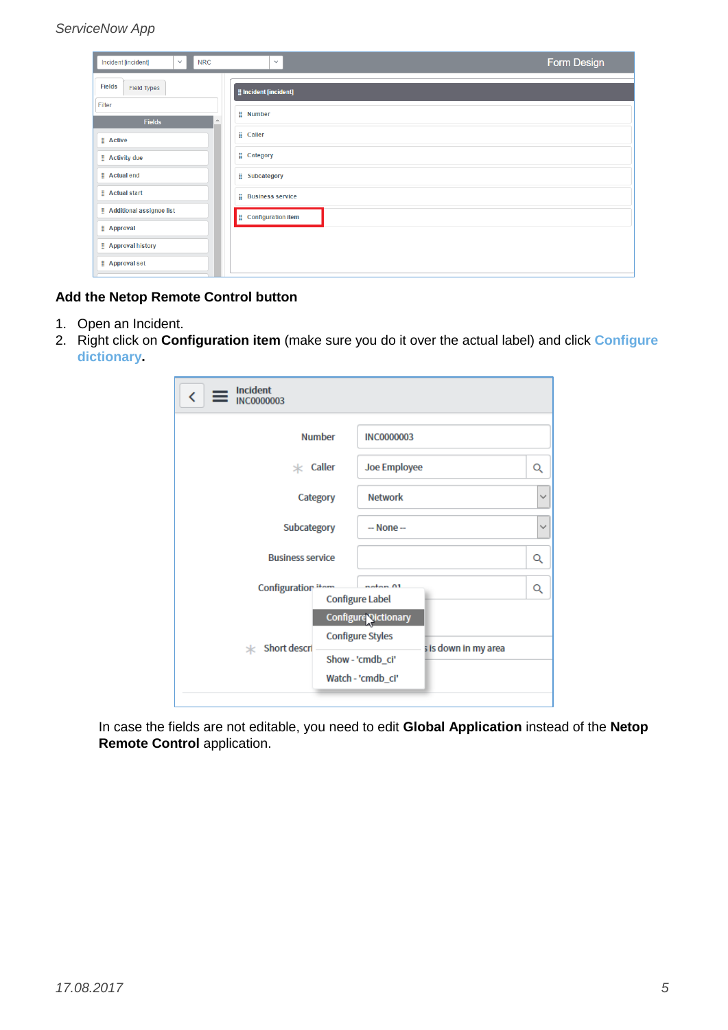## Add the Netop Remote Control button

1. Open an Incident.
2. Right click on **Configuration item** (make sure you do it over the actual label) and click **Configure dictionary**.

In case the fields are not editable, you need to edit **Global Application** instead of the **Netop Remote Control** application.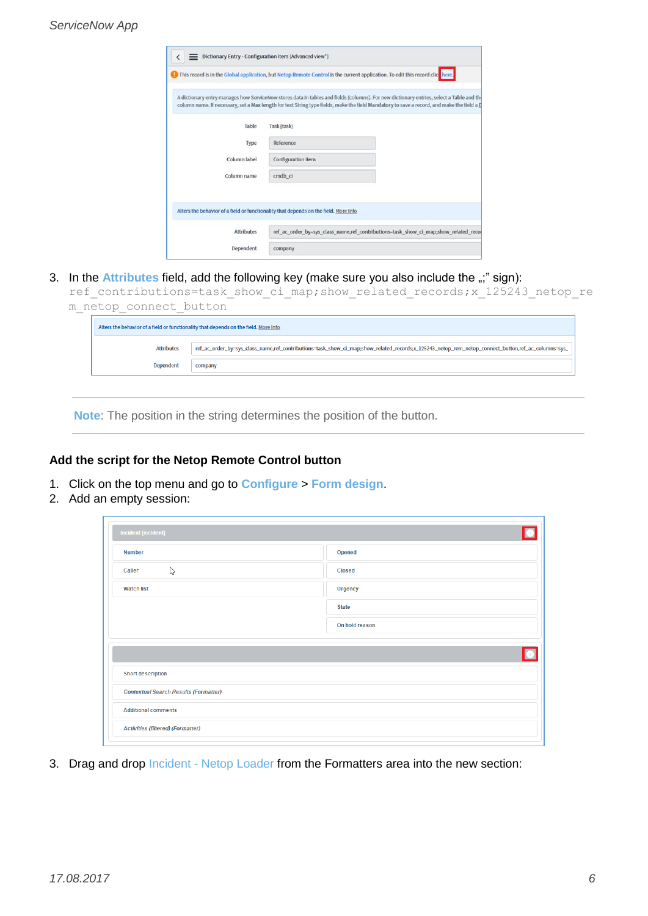3. In the **Attributes** field, add the following key (make sure you also include the „;" sign): `ref_contributions=task_show_ci_map;show_related_records;x_125243_netop_rem_netop_connect_button`

**Note**: The position in the string determines the position of the button.

### Add the script for the Netop Remote Control button

1. Click on the top menu and go to **Configure** > **Form design**.
2. Add an empty session:

3. Drag and drop Incident - Netop Loader from the Formatters area into the new section: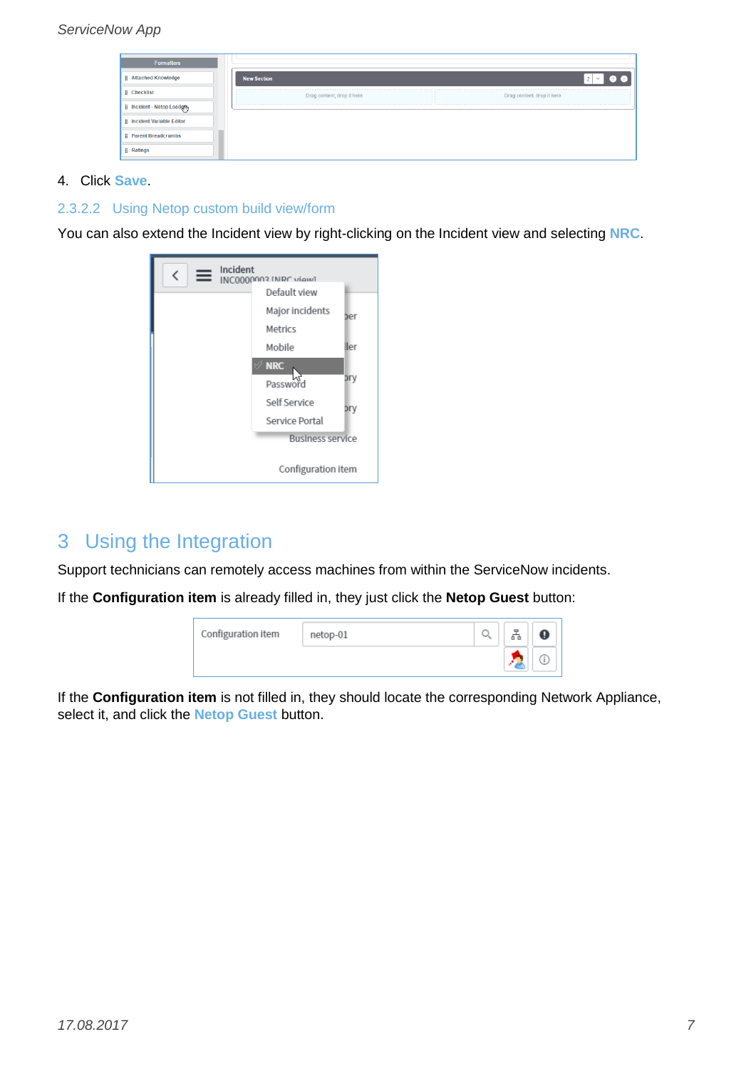4. Click **Save**.

### 2.3.2.2 Using Netop custom build view/form

You can also extend the Incident view by right-clicking on the Incident view and selecting **NRC**.

# 3 Using the Integration

Support technicians can remotely access machines from within the ServiceNow incidents.

If the **Configuration item** is already filled in, they just click the **Netop Guest** button:

If the **Configuration item** is not filled in, they should locate the corresponding Network Appliance, select it, and click the **Netop Guest** button.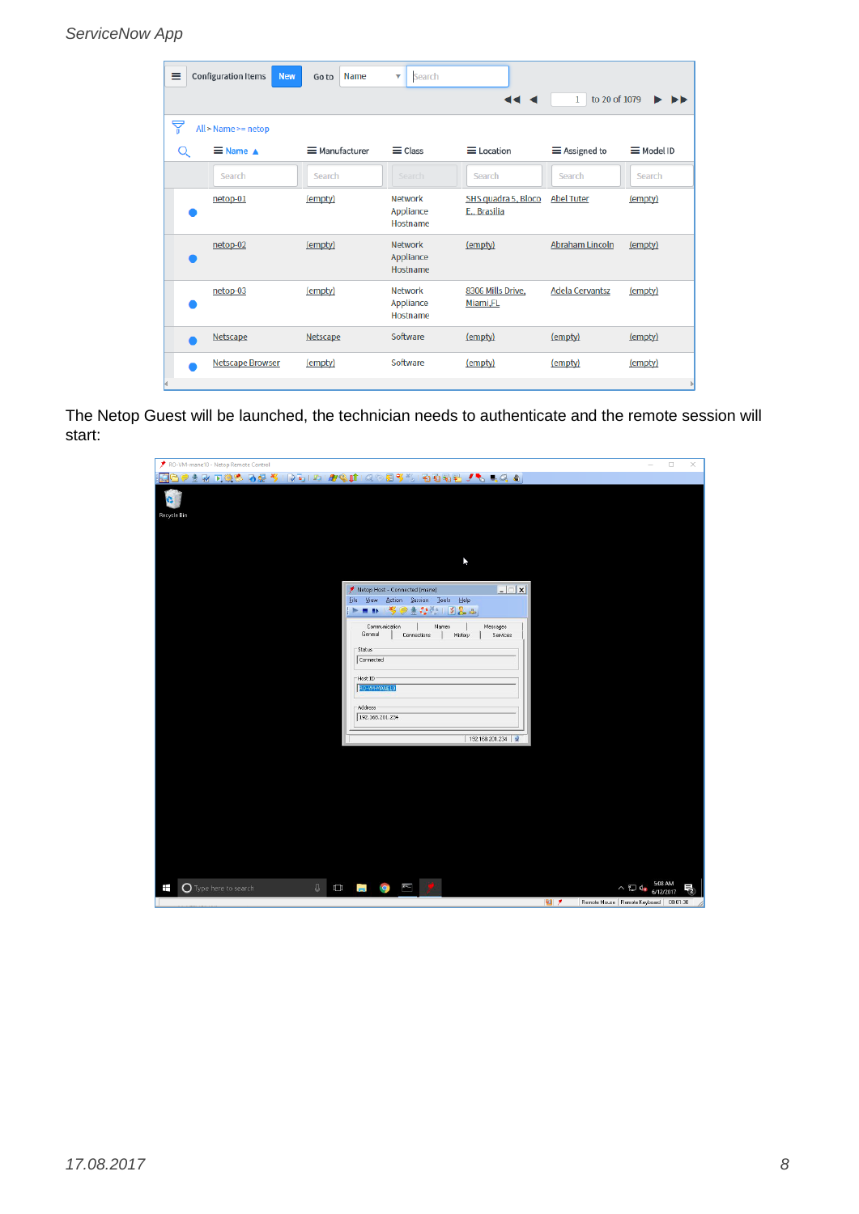The Netop Guest will be launched, the technician needs to authenticate and the remote session will start: